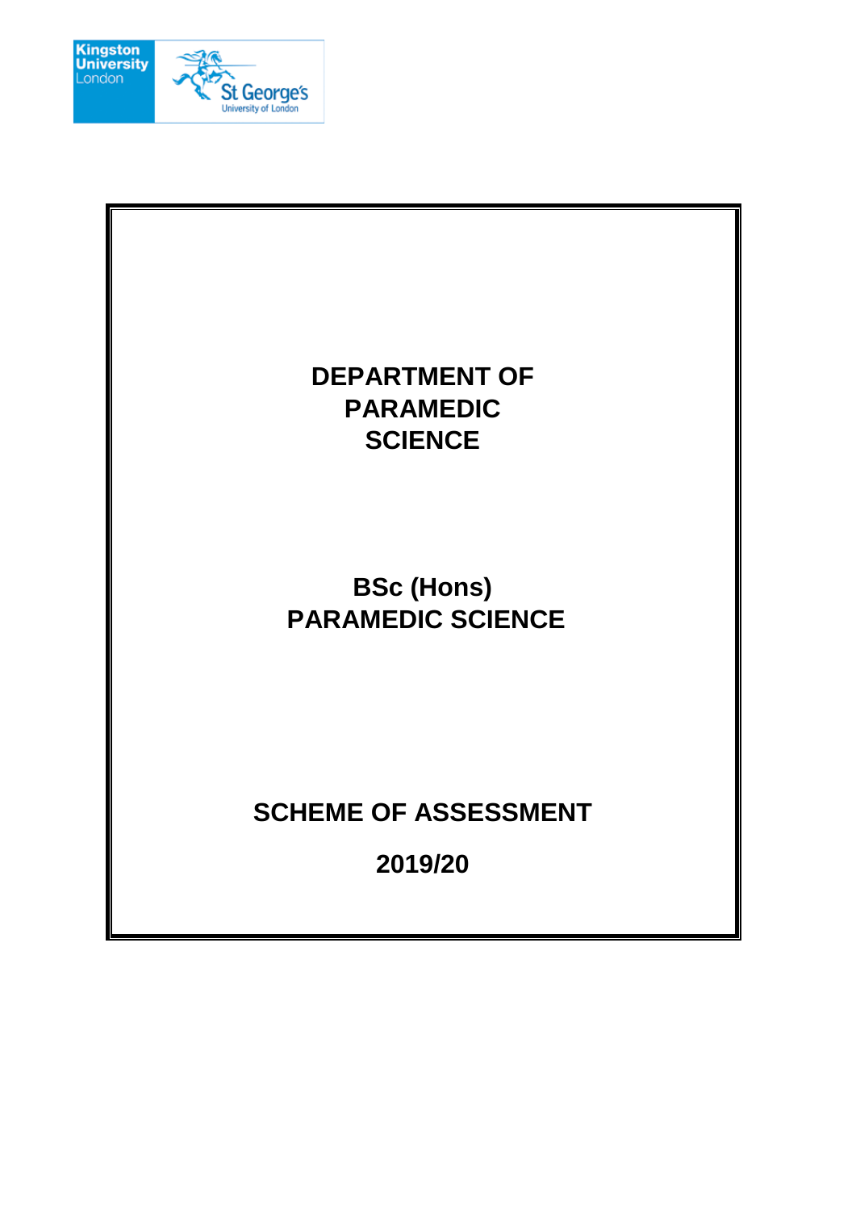# DEPARTMENT OF PARAMEDIC SCIENCE

## BSc (Hons) PARAMEDIC SCIENCE

## SCHEME OF ASSESSMENT

## 2019/20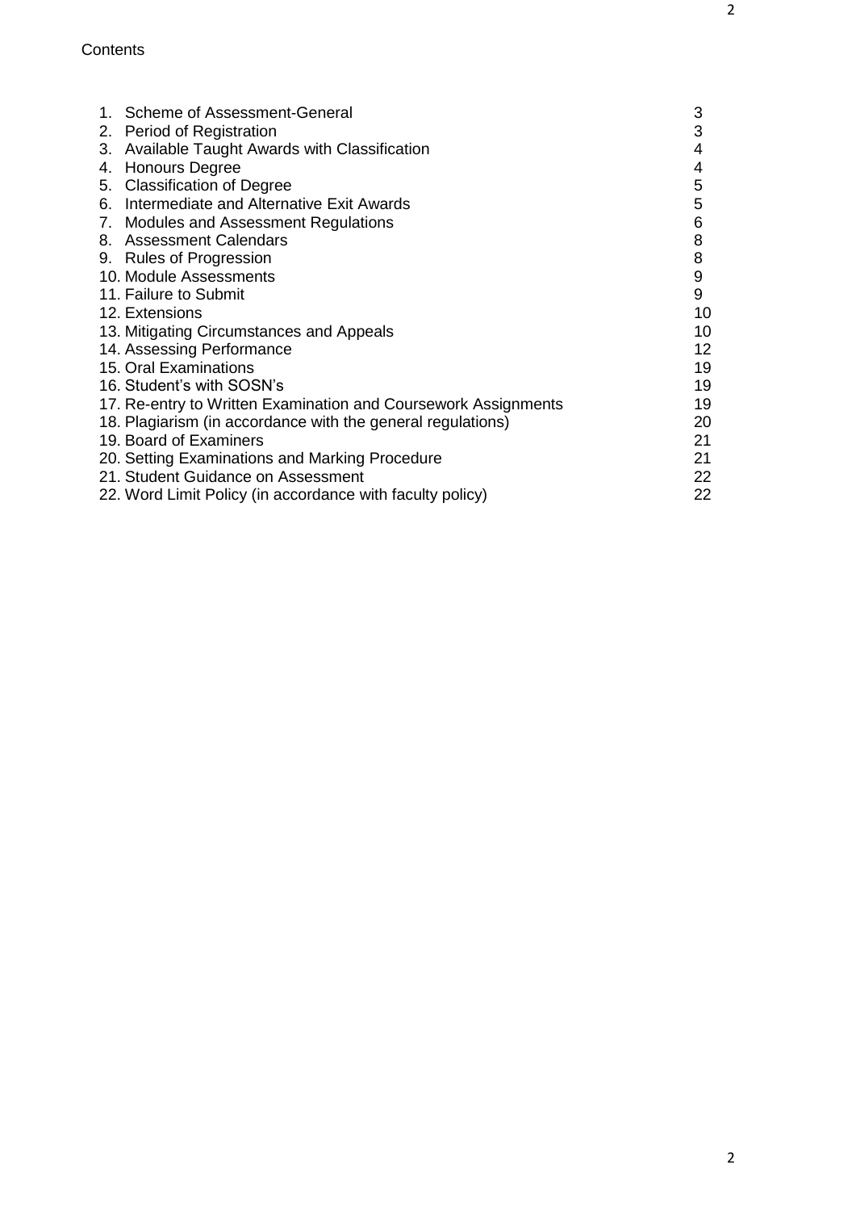Contents

| | |
|---|---|
| 1. Scheme of Assessment-General | 3 |
| 2. Period of Registration | 3 |
| 3. Available Taught Awards with Classification | 4 |
| 4. Honours Degree | 4 |
| 5. Classification of Degree | 5 |
| 6. Intermediate and Alternative Exit Awards | 5 |
| 7. Modules and Assessment Regulations | 6 |
| 8. Assessment Calendars | 8 |
| 9. Rules of Progression | 8 |
| 10. Module Assessments | 9 |
| 11. Failure to Submit | 9 |
| 12. Extensions | 10 |
| 13. Mitigating Circumstances and Appeals | 10 |
| 14. Assessing Performance | 12 |
| 15. Oral Examinations | 19 |
| 16. Student's with SOSN's | 19 |
| 17. Re-entry to Written Examination and Coursework Assignments | 19 |
| 18. Plagiarism (in accordance with the general regulations) | 20 |
| 19. Board of Examiners | 21 |
| 20. Setting Examinations and Marking Procedure | 21 |
| 21. Student Guidance on Assessment | 22 |
| 22. Word Limit Policy (in accordance with faculty policy) | 22 |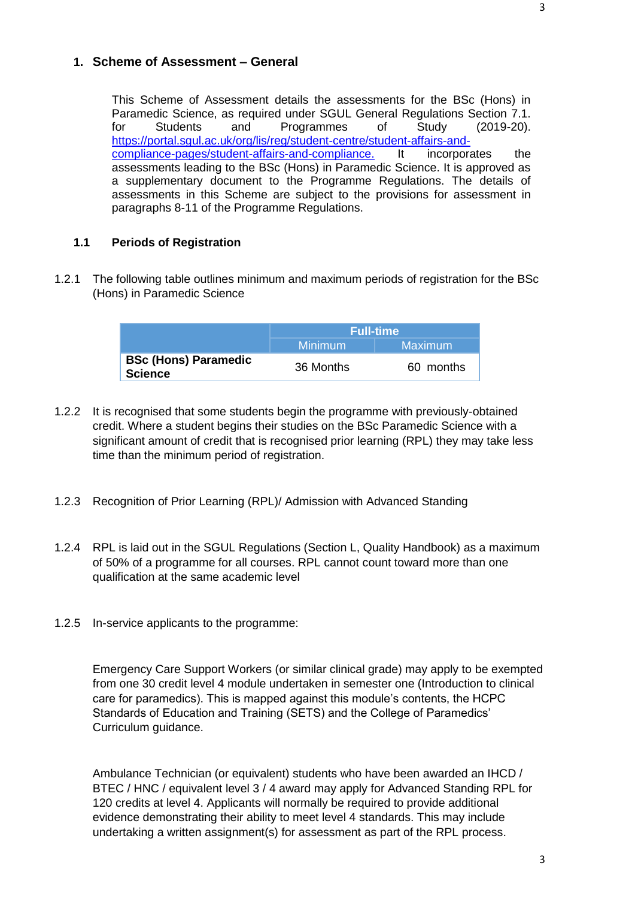## 1. Scheme of Assessment – General

This Scheme of Assessment details the assessments for the BSc (Hons) in Paramedic Science, as required under SGUL General Regulations Section 7.1. for Students and Programmes of Study (2019-20). https://portal.sgul.ac.uk/org/lis/reg/student-centre/student-affairs-and-compliance-pages/student-affairs-and-compliance. It incorporates the assessments leading to the BSc (Hons) in Paramedic Science. It is approved as a supplementary document to the Programme Regulations. The details of assessments in this Scheme are subject to the provisions for assessment in paragraphs 8-11 of the Programme Regulations.

### 1.1 Periods of Registration

1.2.1 The following table outlines minimum and maximum periods of registration for the BSc (Hons) in Paramedic Science

| | Full-time | |
|---|---|---|
| | Minimum | Maximum |
| **BSc (Hons) Paramedic Science** | 36 Months | 60 months |

1.2.2 It is recognised that some students begin the programme with previously-obtained credit. Where a student begins their studies on the BSc Paramedic Science with a significant amount of credit that is recognised prior learning (RPL) they may take less time than the minimum period of registration.

1.2.3 Recognition of Prior Learning (RPL)/ Admission with Advanced Standing

1.2.4 RPL is laid out in the SGUL Regulations (Section L, Quality Handbook) as a maximum of 50% of a programme for all courses. RPL cannot count toward more than one qualification at the same academic level

1.2.5 In-service applicants to the programme:

Emergency Care Support Workers (or similar clinical grade) may apply to be exempted from one 30 credit level 4 module undertaken in semester one (Introduction to clinical care for paramedics). This is mapped against this module's contents, the HCPC Standards of Education and Training (SETS) and the College of Paramedics' Curriculum guidance.

Ambulance Technician (or equivalent) students who have been awarded an IHCD / BTEC / HNC / equivalent level 3 / 4 award may apply for Advanced Standing RPL for 120 credits at level 4. Applicants will normally be required to provide additional evidence demonstrating their ability to meet level 4 standards. This may include undertaking a written assignment(s) for assessment as part of the RPL process.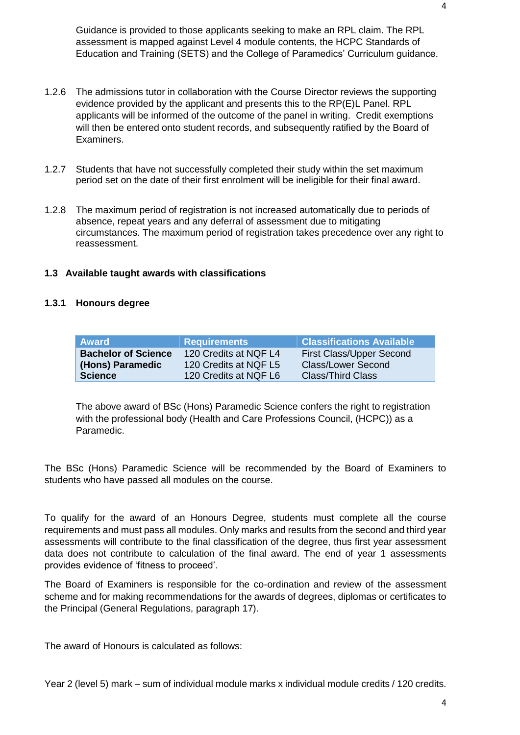Guidance is provided to those applicants seeking to make an RPL claim. The RPL assessment is mapped against Level 4 module contents, the HCPC Standards of Education and Training (SETS) and the College of Paramedics' Curriculum guidance.

1.2.6 The admissions tutor in collaboration with the Course Director reviews the supporting evidence provided by the applicant and presents this to the RP(E)L Panel. RPL applicants will be informed of the outcome of the panel in writing. Credit exemptions will then be entered onto student records, and subsequently ratified by the Board of Examiners.

1.2.7 Students that have not successfully completed their study within the set maximum period set on the date of their first enrolment will be ineligible for their final award.

1.2.8 The maximum period of registration is not increased automatically due to periods of absence, repeat years and any deferral of assessment due to mitigating circumstances. The maximum period of registration takes precedence over any right to reassessment.

### 1.3 Available taught awards with classifications

#### 1.3.1 Honours degree

| Award | Requirements | Classifications Available |
|---|---|---|
| **Bachelor of Science (Hons) Paramedic Science** | 120 Credits at NQF L4<br>120 Credits at NQF L5<br>120 Credits at NQF L6 | First Class/Upper Second Class/Lower Second Class/Third Class |

The above award of BSc (Hons) Paramedic Science confers the right to registration with the professional body (Health and Care Professions Council, (HCPC)) as a Paramedic.

The BSc (Hons) Paramedic Science will be recommended by the Board of Examiners to students who have passed all modules on the course.

To qualify for the award of an Honours Degree, students must complete all the course requirements and must pass all modules. Only marks and results from the second and third year assessments will contribute to the final classification of the degree, thus first year assessment data does not contribute to calculation of the final award. The end of year 1 assessments provides evidence of 'fitness to proceed'.

The Board of Examiners is responsible for the co-ordination and review of the assessment scheme and for making recommendations for the awards of degrees, diplomas or certificates to the Principal (General Regulations, paragraph 17).

The award of Honours is calculated as follows:

Year 2 (level 5) mark – sum of individual module marks x individual module credits / 120 credits.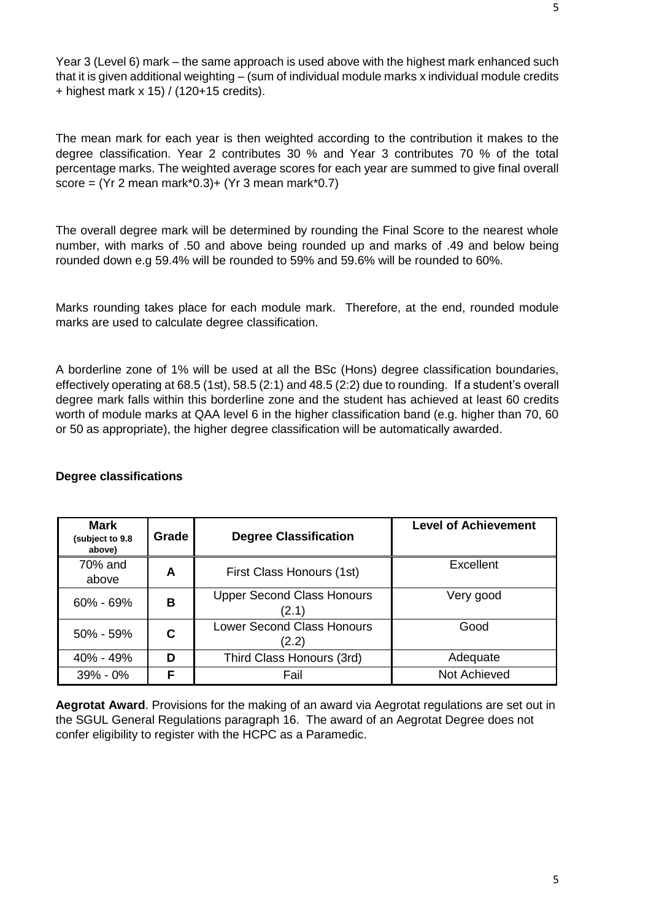Year 3 (Level 6) mark – the same approach is used above with the highest mark enhanced such that it is given additional weighting – (sum of individual module marks x individual module credits + highest mark x 15) / (120+15 credits).

The mean mark for each year is then weighted according to the contribution it makes to the degree classification. Year 2 contributes 30 % and Year 3 contributes 70 % of the total percentage marks. The weighted average scores for each year are summed to give final overall score = (Yr 2 mean mark*0.3)+ (Yr 3 mean mark*0.7)

The overall degree mark will be determined by rounding the Final Score to the nearest whole number, with marks of .50 and above being rounded up and marks of .49 and below being rounded down e.g 59.4% will be rounded to 59% and 59.6% will be rounded to 60%.

Marks rounding takes place for each module mark. Therefore, at the end, rounded module marks are used to calculate degree classification.

A borderline zone of 1% will be used at all the BSc (Hons) degree classification boundaries, effectively operating at 68.5 (1st), 58.5 (2:1) and 48.5 (2:2) due to rounding. If a student's overall degree mark falls within this borderline zone and the student has achieved at least 60 credits worth of module marks at QAA level 6 in the higher classification band (e.g. higher than 70, 60 or 50 as appropriate), the higher degree classification will be automatically awarded.

**Degree classifications**

| **Mark** (subject to 9.8 above) | **Grade** | **Degree Classification** | **Level of Achievement** |
|---|---|---|---|
| 70% and above | **A** | First Class Honours (1st) | Excellent |
| 60% - 69% | **B** | Upper Second Class Honours (2.1) | Very good |
| 50% - 59% | **C** | Lower Second Class Honours (2.2) | Good |
| 40% - 49% | **D** | Third Class Honours (3rd) | Adequate |
| 39% - 0% | **F** | Fail | Not Achieved |

**Aegrotat Award**. Provisions for the making of an award via Aegrotat regulations are set out in the SGUL General Regulations paragraph 16. The award of an Aegrotat Degree does not confer eligibility to register with the HCPC as a Paramedic.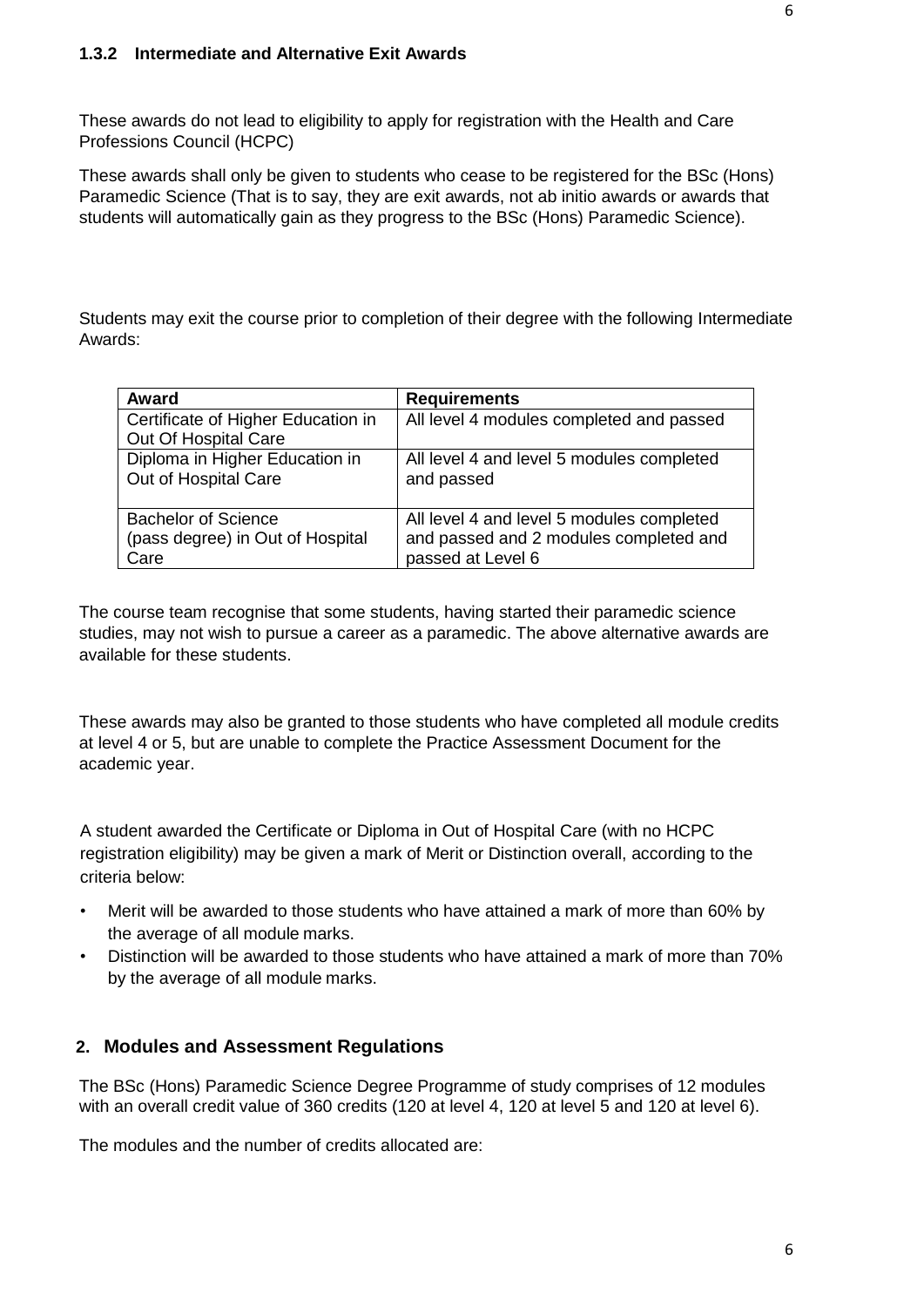### 1.3.2 Intermediate and Alternative Exit Awards

These awards do not lead to eligibility to apply for registration with the Health and Care Professions Council (HCPC)

These awards shall only be given to students who cease to be registered for the BSc (Hons) Paramedic Science (That is to say, they are exit awards, not ab initio awards or awards that students will automatically gain as they progress to the BSc (Hons) Paramedic Science).

Students may exit the course prior to completion of their degree with the following Intermediate Awards:

| Award | Requirements |
|---|---|
| Certificate of Higher Education in Out Of Hospital Care | All level 4 modules completed and passed |
| Diploma in Higher Education in Out of Hospital Care | All level 4 and level 5 modules completed and passed |
| Bachelor of Science (pass degree) in Out of Hospital Care | All level 4 and level 5 modules completed and passed and 2 modules completed and passed at Level 6 |

The course team recognise that some students, having started their paramedic science studies, may not wish to pursue a career as a paramedic. The above alternative awards are available for these students.

These awards may also be granted to those students who have completed all module credits at level 4 or 5, but are unable to complete the Practice Assessment Document for the academic year.

A student awarded the Certificate or Diploma in Out of Hospital Care (with no HCPC registration eligibility) may be given a mark of Merit or Distinction overall, according to the criteria below:

- Merit will be awarded to those students who have attained a mark of more than 60% by the average of all module marks.
- Distinction will be awarded to those students who have attained a mark of more than 70% by the average of all module marks.

## 2. Modules and Assessment Regulations

The BSc (Hons) Paramedic Science Degree Programme of study comprises of 12 modules with an overall credit value of 360 credits (120 at level 4, 120 at level 5 and 120 at level 6).

The modules and the number of credits allocated are: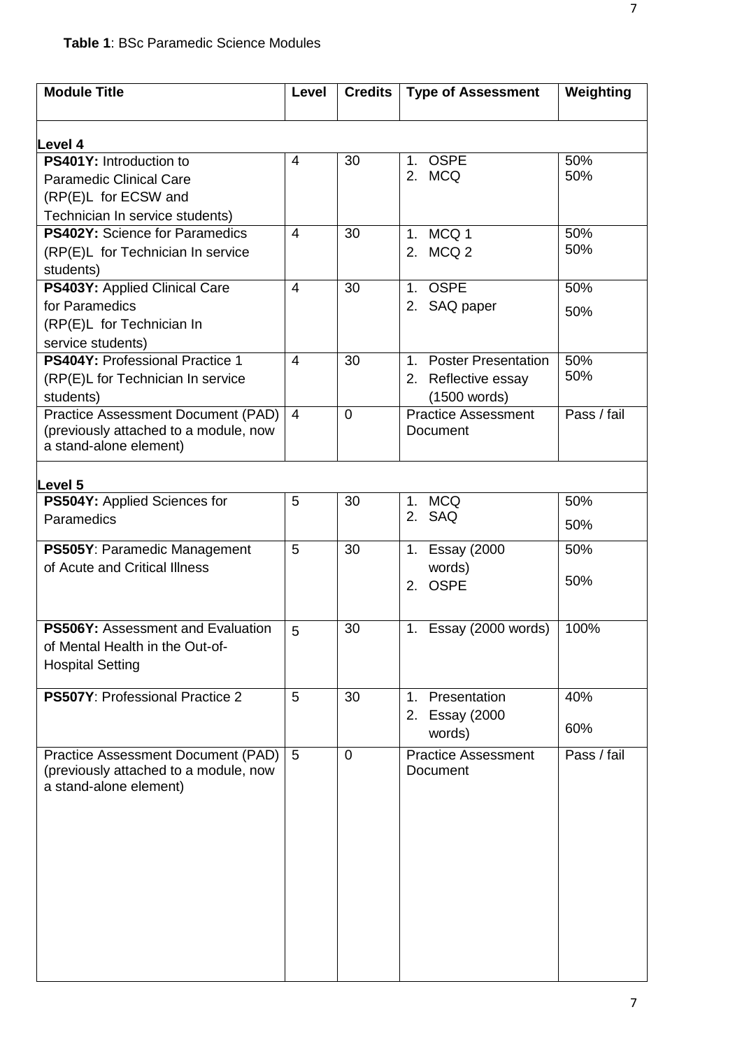**Table 1**: BSc Paramedic Science Modules

| Module Title | Level | Credits | Type of Assessment | Weighting |
|---|---|---|---|---|
| **Level 4** | | | | |
| **PS401Y:** Introduction to Paramedic Clinical Care (RP(E)L for ECSW and Technician In service students) | 4 | 30 | 1. OSPE<br>2. MCQ | 50%<br>50% |
| **PS402Y:** Science for Paramedics (RP(E)L for Technician In service students) | 4 | 30 | 1. MCQ 1<br>2. MCQ 2 | 50%<br>50% |
| **PS403Y:** Applied Clinical Care for Paramedics (RP(E)L for Technician In service students) | 4 | 30 | 1. OSPE<br>2. SAQ paper | 50%<br>50% |
| **PS404Y:** Professional Practice 1 (RP(E)L for Technician In service students) | 4 | 30 | 1. Poster Presentation<br>2. Reflective essay (1500 words) | 50%<br>50% |
| Practice Assessment Document (PAD) (previously attached to a module, now a stand-alone element) | 4 | 0 | Practice Assessment Document | Pass / fail |
| **Level 5** | | | | |
| **PS504Y:** Applied Sciences for Paramedics | 5 | 30 | 1. MCQ<br>2. SAQ | 50%<br>50% |
| **PS505Y**: Paramedic Management of Acute and Critical Illness | 5 | 30 | 1. Essay (2000 words)<br>2. OSPE | 50%<br>50% |
| **PS506Y:** Assessment and Evaluation of Mental Health in the Out-of-Hospital Setting | 5 | 30 | 1. Essay (2000 words) | 100% |
| **PS507Y**: Professional Practice 2 | 5 | 30 | 1. Presentation<br>2. Essay (2000 words) | 40%<br>60% |
| Practice Assessment Document (PAD) (previously attached to a module, now a stand-alone element) | 5 | 0 | Practice Assessment Document | Pass / fail |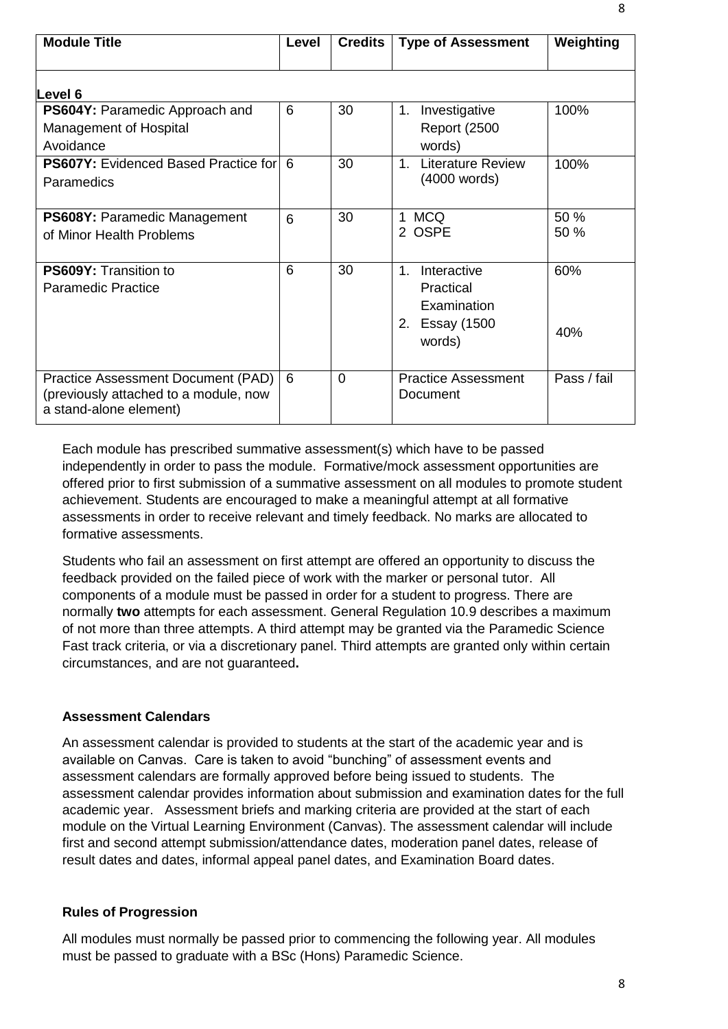| Module Title | Level | Credits | Type of Assessment | Weighting |
|---|---|---|---|---|
| **Level 6** | | | | |
| **PS604Y:** Paramedic Approach and Management of Hospital Avoidance | 6 | 30 | 1. Investigative Report (2500 words) | 100% |
| **PS607Y:** Evidenced Based Practice for Paramedics | 6 | 30 | 1. Literature Review (4000 words) | 100% |
| **PS608Y:** Paramedic Management of Minor Health Problems | 6 | 30 | 1 MCQ<br>2 OSPE | 50 %<br>50 % |
| **PS609Y:** Transition to Paramedic Practice | 6 | 30 | 1. Interactive Practical Examination<br>2. Essay (1500 words) | 60%<br>40% |
| Practice Assessment Document (PAD) (previously attached to a module, now a stand-alone element) | 6 | 0 | Practice Assessment Document | Pass / fail |

Each module has prescribed summative assessment(s) which have to be passed independently in order to pass the module. Formative/mock assessment opportunities are offered prior to first submission of a summative assessment on all modules to promote student achievement. Students are encouraged to make a meaningful attempt at all formative assessments in order to receive relevant and timely feedback. No marks are allocated to formative assessments.

Students who fail an assessment on first attempt are offered an opportunity to discuss the feedback provided on the failed piece of work with the marker or personal tutor. All components of a module must be passed in order for a student to progress. There are normally **two** attempts for each assessment. General Regulation 10.9 describes a maximum of not more than three attempts. A third attempt may be granted via the Paramedic Science Fast track criteria, or via a discretionary panel. Third attempts are granted only within certain circumstances, and are not guaranteed**.**

### Assessment Calendars

An assessment calendar is provided to students at the start of the academic year and is available on Canvas. Care is taken to avoid "bunching" of assessment events and assessment calendars are formally approved before being issued to students. The assessment calendar provides information about submission and examination dates for the full academic year. Assessment briefs and marking criteria are provided at the start of each module on the Virtual Learning Environment (Canvas). The assessment calendar will include first and second attempt submission/attendance dates, moderation panel dates, release of result dates and dates, informal appeal panel dates, and Examination Board dates.

### Rules of Progression

All modules must normally be passed prior to commencing the following year. All modules must be passed to graduate with a BSc (Hons) Paramedic Science.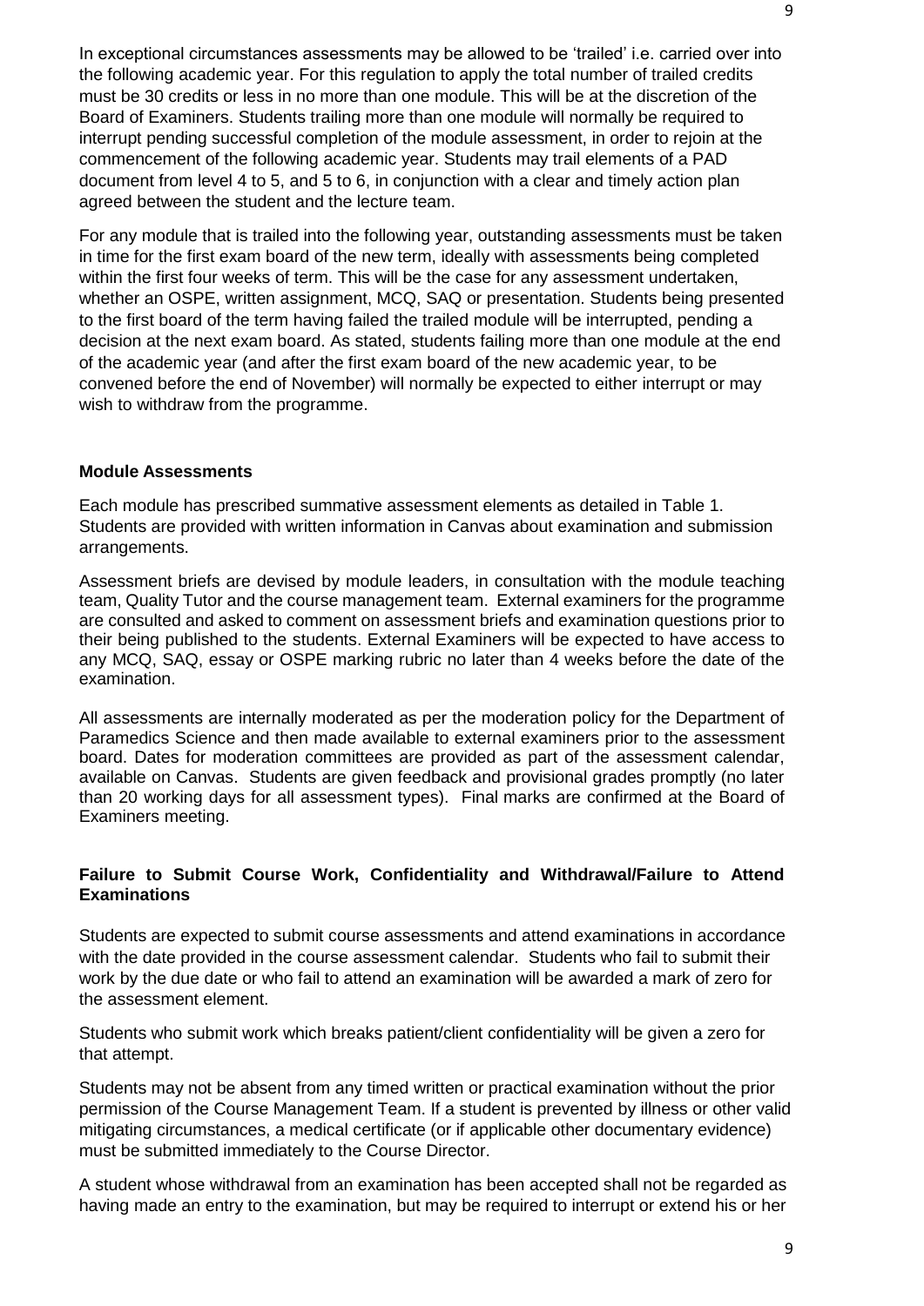In exceptional circumstances assessments may be allowed to be 'trailed' i.e. carried over into the following academic year. For this regulation to apply the total number of trailed credits must be 30 credits or less in no more than one module. This will be at the discretion of the Board of Examiners. Students trailing more than one module will normally be required to interrupt pending successful completion of the module assessment, in order to rejoin at the commencement of the following academic year. Students may trail elements of a PAD document from level 4 to 5, and 5 to 6, in conjunction with a clear and timely action plan agreed between the student and the lecture team.

For any module that is trailed into the following year, outstanding assessments must be taken in time for the first exam board of the new term, ideally with assessments being completed within the first four weeks of term. This will be the case for any assessment undertaken, whether an OSPE, written assignment, MCQ, SAQ or presentation. Students being presented to the first board of the term having failed the trailed module will be interrupted, pending a decision at the next exam board. As stated, students failing more than one module at the end of the academic year (and after the first exam board of the new academic year, to be convened before the end of November) will normally be expected to either interrupt or may wish to withdraw from the programme.

**Module Assessments**

Each module has prescribed summative assessment elements as detailed in Table 1. Students are provided with written information in Canvas about examination and submission arrangements.

Assessment briefs are devised by module leaders, in consultation with the module teaching team, Quality Tutor and the course management team. External examiners for the programme are consulted and asked to comment on assessment briefs and examination questions prior to their being published to the students. External Examiners will be expected to have access to any MCQ, SAQ, essay or OSPE marking rubric no later than 4 weeks before the date of the examination.

All assessments are internally moderated as per the moderation policy for the Department of Paramedics Science and then made available to external examiners prior to the assessment board. Dates for moderation committees are provided as part of the assessment calendar, available on Canvas. Students are given feedback and provisional grades promptly (no later than 20 working days for all assessment types). Final marks are confirmed at the Board of Examiners meeting.

**Failure to Submit Course Work, Confidentiality and Withdrawal/Failure to Attend Examinations**

Students are expected to submit course assessments and attend examinations in accordance with the date provided in the course assessment calendar. Students who fail to submit their work by the due date or who fail to attend an examination will be awarded a mark of zero for the assessment element.

Students who submit work which breaks patient/client confidentiality will be given a zero for that attempt.

Students may not be absent from any timed written or practical examination without the prior permission of the Course Management Team. If a student is prevented by illness or other valid mitigating circumstances, a medical certificate (or if applicable other documentary evidence) must be submitted immediately to the Course Director.

A student whose withdrawal from an examination has been accepted shall not be regarded as having made an entry to the examination, but may be required to interrupt or extend his or her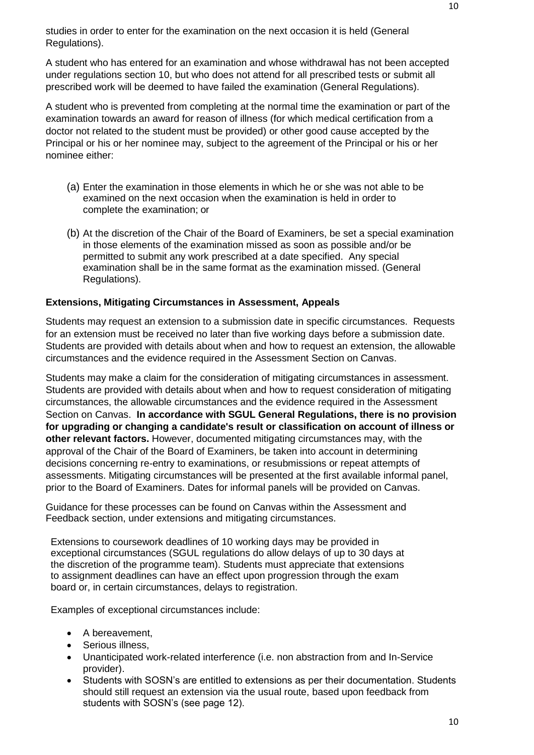studies in order to enter for the examination on the next occasion it is held (General Regulations).

A student who has entered for an examination and whose withdrawal has not been accepted under regulations section 10, but who does not attend for all prescribed tests or submit all prescribed work will be deemed to have failed the examination (General Regulations).

A student who is prevented from completing at the normal time the examination or part of the examination towards an award for reason of illness (for which medical certification from a doctor not related to the student must be provided) or other good cause accepted by the Principal or his or her nominee may, subject to the agreement of the Principal or his or her nominee either:

(a) Enter the examination in those elements in which he or she was not able to be examined on the next occasion when the examination is held in order to complete the examination; or

(b) At the discretion of the Chair of the Board of Examiners, be set a special examination in those elements of the examination missed as soon as possible and/or be permitted to submit any work prescribed at a date specified. Any special examination shall be in the same format as the examination missed. (General Regulations).

**Extensions, Mitigating Circumstances in Assessment, Appeals**

Students may request an extension to a submission date in specific circumstances. Requests for an extension must be received no later than five working days before a submission date. Students are provided with details about when and how to request an extension, the allowable circumstances and the evidence required in the Assessment Section on Canvas.

Students may make a claim for the consideration of mitigating circumstances in assessment. Students are provided with details about when and how to request consideration of mitigating circumstances, the allowable circumstances and the evidence required in the Assessment Section on Canvas. **In accordance with SGUL General Regulations, there is no provision for upgrading or changing a candidate's result or classification on account of illness or other relevant factors.** However, documented mitigating circumstances may, with the approval of the Chair of the Board of Examiners, be taken into account in determining decisions concerning re-entry to examinations, or resubmissions or repeat attempts of assessments. Mitigating circumstances will be presented at the first available informal panel, prior to the Board of Examiners. Dates for informal panels will be provided on Canvas.

Guidance for these processes can be found on Canvas within the Assessment and Feedback section, under extensions and mitigating circumstances.

Extensions to coursework deadlines of 10 working days may be provided in exceptional circumstances (SGUL regulations do allow delays of up to 30 days at the discretion of the programme team). Students must appreciate that extensions to assignment deadlines can have an effect upon progression through the exam board or, in certain circumstances, delays to registration.

Examples of exceptional circumstances include:

- A bereavement,
- Serious illness,
- Unanticipated work-related interference (i.e. non abstraction from and In-Service provider).
- Students with SOSN's are entitled to extensions as per their documentation. Students should still request an extension via the usual route, based upon feedback from students with SOSN's (see page 12).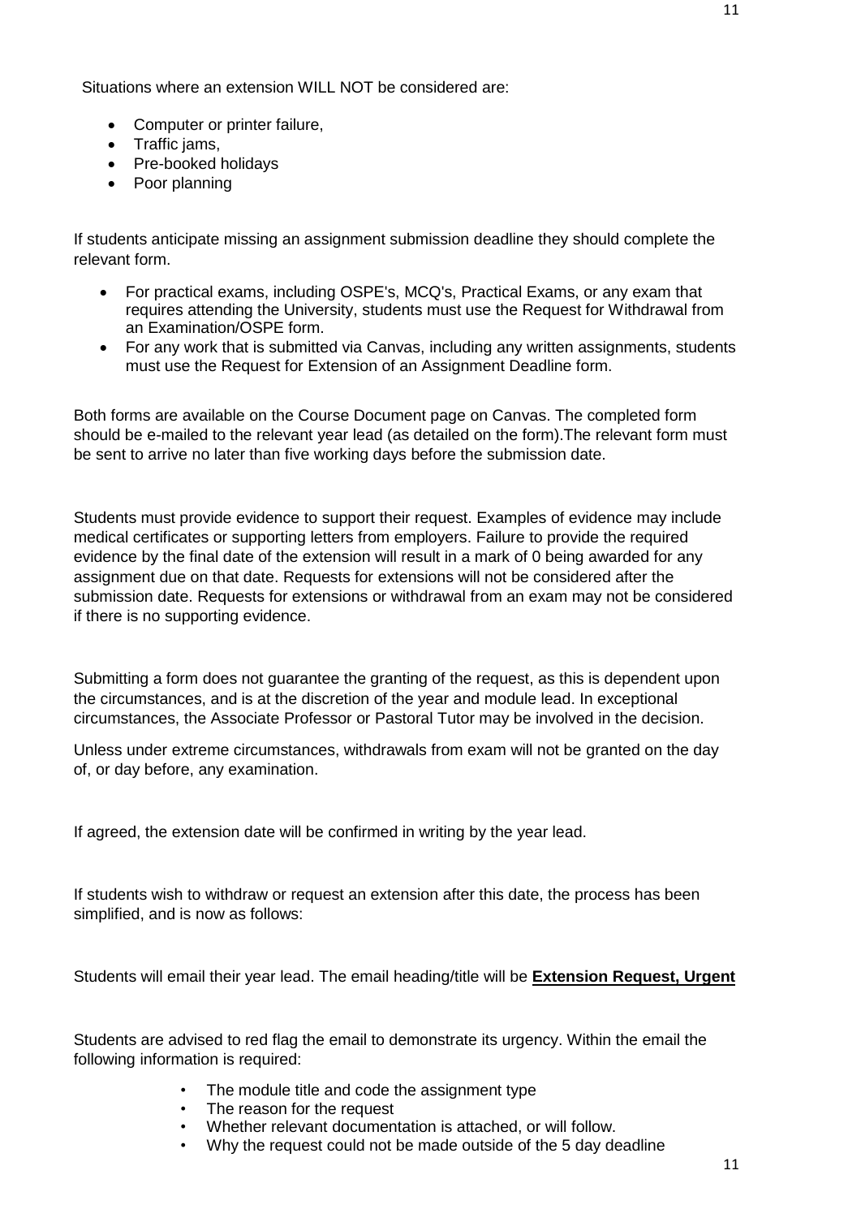Situations where an extension WILL NOT be considered are:

- Computer or printer failure,
- Traffic jams,
- Pre-booked holidays
- Poor planning

If students anticipate missing an assignment submission deadline they should complete the relevant form.

- For practical exams, including OSPE's, MCQ's, Practical Exams, or any exam that requires attending the University, students must use the Request for Withdrawal from an Examination/OSPE form.
- For any work that is submitted via Canvas, including any written assignments, students must use the Request for Extension of an Assignment Deadline form.

Both forms are available on the Course Document page on Canvas. The completed form should be e-mailed to the relevant year lead (as detailed on the form).The relevant form must be sent to arrive no later than five working days before the submission date.

Students must provide evidence to support their request. Examples of evidence may include medical certificates or supporting letters from employers. Failure to provide the required evidence by the final date of the extension will result in a mark of 0 being awarded for any assignment due on that date. Requests for extensions will not be considered after the submission date. Requests for extensions or withdrawal from an exam may not be considered if there is no supporting evidence.

Submitting a form does not guarantee the granting of the request, as this is dependent upon the circumstances, and is at the discretion of the year and module lead. In exceptional circumstances, the Associate Professor or Pastoral Tutor may be involved in the decision.

Unless under extreme circumstances, withdrawals from exam will not be granted on the day of, or day before, any examination.

If agreed, the extension date will be confirmed in writing by the year lead.

If students wish to withdraw or request an extension after this date, the process has been simplified, and is now as follows:

Students will email their year lead. The email heading/title will be **<u>Extension Request, Urgent</u>**

Students are advised to red flag the email to demonstrate its urgency. Within the email the following information is required:

- The module title and code the assignment type
- The reason for the request
- Whether relevant documentation is attached, or will follow.
- Why the request could not be made outside of the 5 day deadline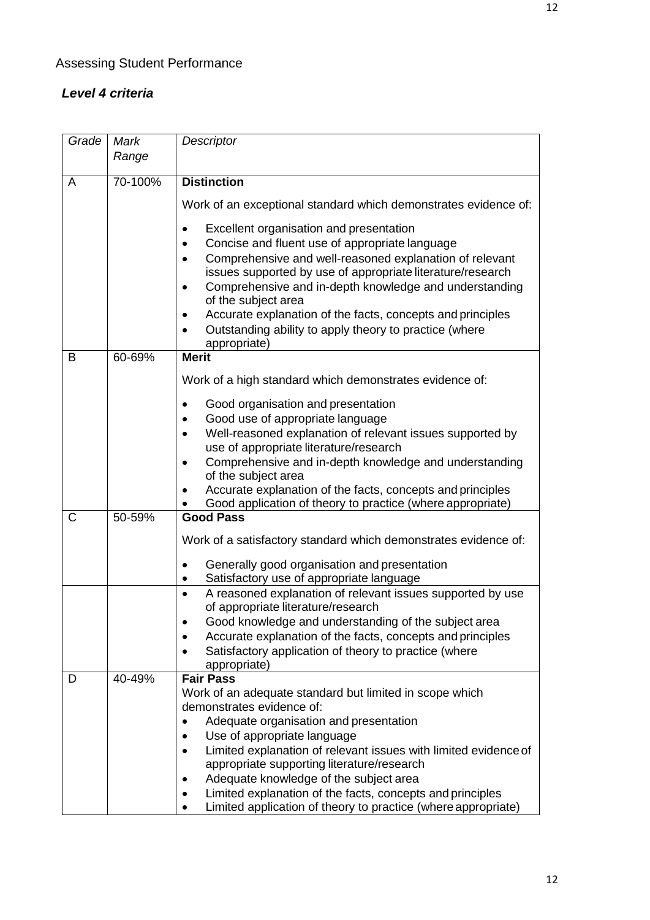## Assessing Student Performance

### *Level 4 criteria*

| *Grade* | *Mark Range* | *Descriptor* |
|---|---|---|
| A | 70-100% | **Distinction**<br><br>Work of an exceptional standard which demonstrates evidence of:<br><br>• Excellent organisation and presentation<br>• Concise and fluent use of appropriate language<br>• Comprehensive and well-reasoned explanation of relevant issues supported by use of appropriate literature/research<br>• Comprehensive and in-depth knowledge and understanding of the subject area<br>• Accurate explanation of the facts, concepts and principles<br>• Outstanding ability to apply theory to practice (where appropriate) |
| B | 60-69% | **Merit**<br><br>Work of a high standard which demonstrates evidence of:<br><br>• Good organisation and presentation<br>• Good use of appropriate language<br>• Well-reasoned explanation of relevant issues supported by use of appropriate literature/research<br>• Comprehensive and in-depth knowledge and understanding of the subject area<br>• Accurate explanation of the facts, concepts and principles<br>• Good application of theory to practice (where appropriate) |
| C | 50-59% | **Good Pass**<br><br>Work of a satisfactory standard which demonstrates evidence of:<br><br>• Generally good organisation and presentation<br>• Satisfactory use of appropriate language |
| | | • A reasoned explanation of relevant issues supported by use of appropriate literature/research<br>• Good knowledge and understanding of the subject area<br>• Accurate explanation of the facts, concepts and principles<br>• Satisfactory application of theory to practice (where appropriate) |
| D | 40-49% | **Fair Pass**<br>Work of an adequate standard but limited in scope which demonstrates evidence of:<br>• Adequate organisation and presentation<br>• Use of appropriate language<br>• Limited explanation of relevant issues with limited evidence of appropriate supporting literature/research<br>• Adequate knowledge of the subject area<br>• Limited explanation of the facts, concepts and principles<br>• Limited application of theory to practice (where appropriate) |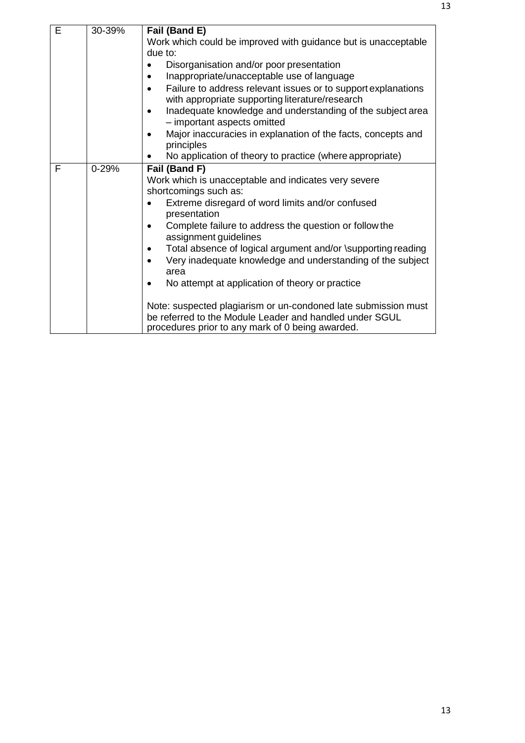| | | |
|---|---|---|
| E | 30-39% | **Fail (Band E)**<br>Work which could be improved with guidance but is unacceptable due to:<br>• Disorganisation and/or poor presentation<br>• Inappropriate/unacceptable use of language<br>• Failure to address relevant issues or to support explanations with appropriate supporting literature/research<br>• Inadequate knowledge and understanding of the subject area – important aspects omitted<br>• Major inaccuracies in explanation of the facts, concepts and principles<br>• No application of theory to practice (where appropriate) |
| F | 0-29% | **Fail (Band F)**<br>Work which is unacceptable and indicates very severe shortcomings such as:<br>• Extreme disregard of word limits and/or confused presentation<br>• Complete failure to address the question or follow the assignment guidelines<br>• Total absence of logical argument and/or \supporting reading<br>• Very inadequate knowledge and understanding of the subject area<br>• No attempt at application of theory or practice<br><br>Note: suspected plagiarism or un-condoned late submission must be referred to the Module Leader and handled under SGUL procedures prior to any mark of 0 being awarded. |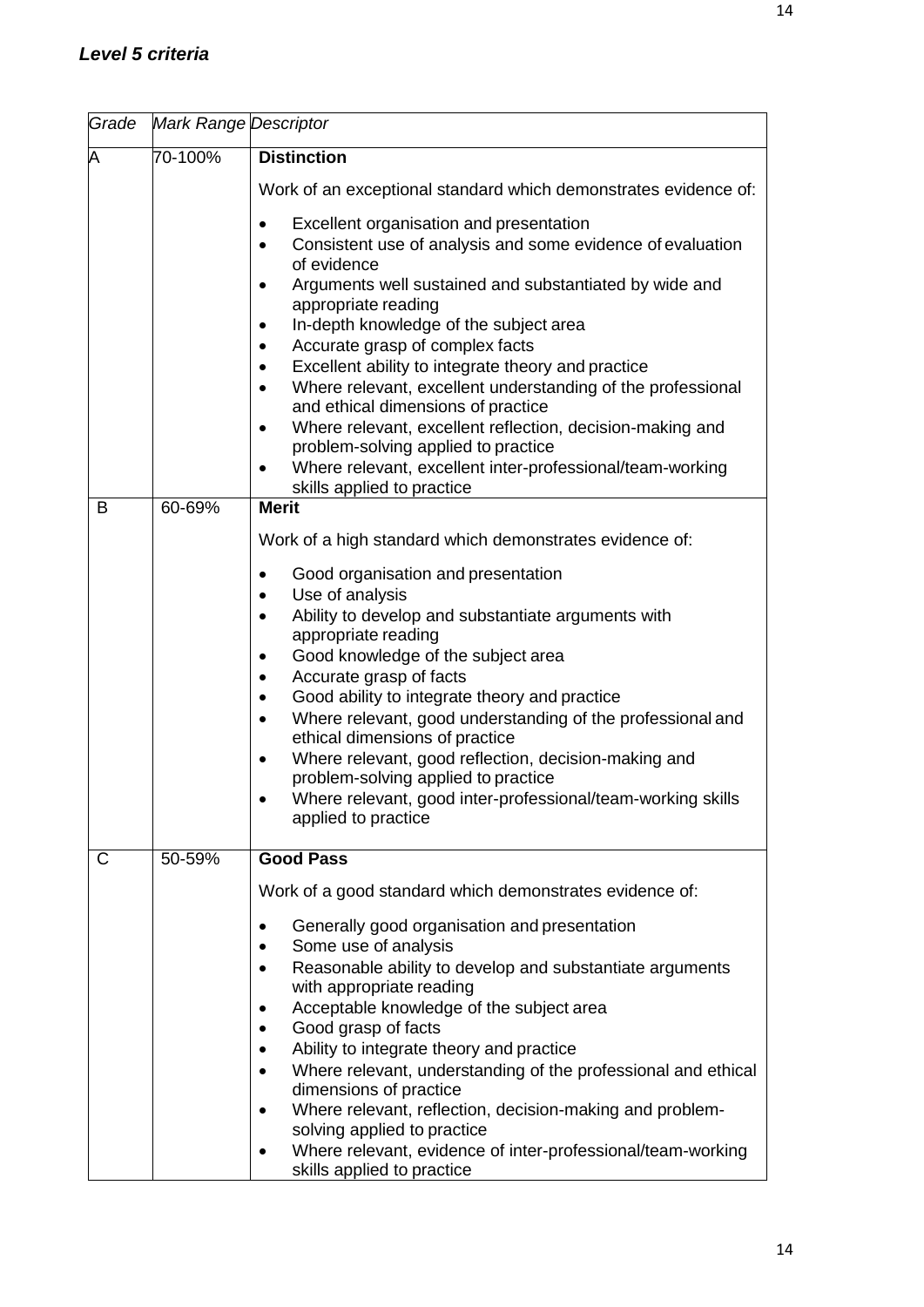### *Level 5 criteria*

| *Grade* | *Mark Range* | *Descriptor* |
|---|---|---|
| A | 70-100% | **Distinction**<br><br>Work of an exceptional standard which demonstrates evidence of:<br><br>• Excellent organisation and presentation<br>• Consistent use of analysis and some evidence of evaluation of evidence<br>• Arguments well sustained and substantiated by wide and appropriate reading<br>• In-depth knowledge of the subject area<br>• Accurate grasp of complex facts<br>• Excellent ability to integrate theory and practice<br>• Where relevant, excellent understanding of the professional and ethical dimensions of practice<br>• Where relevant, excellent reflection, decision-making and problem-solving applied to practice<br>• Where relevant, excellent inter-professional/team-working skills applied to practice |
| B | 60-69% | **Merit**<br><br>Work of a high standard which demonstrates evidence of:<br><br>• Good organisation and presentation<br>• Use of analysis<br>• Ability to develop and substantiate arguments with appropriate reading<br>• Good knowledge of the subject area<br>• Accurate grasp of facts<br>• Good ability to integrate theory and practice<br>• Where relevant, good understanding of the professional and ethical dimensions of practice<br>• Where relevant, good reflection, decision-making and problem-solving applied to practice<br>• Where relevant, good inter-professional/team-working skills applied to practice |
| C | 50-59% | **Good Pass**<br><br>Work of a good standard which demonstrates evidence of:<br><br>• Generally good organisation and presentation<br>• Some use of analysis<br>• Reasonable ability to develop and substantiate arguments with appropriate reading<br>• Acceptable knowledge of the subject area<br>• Good grasp of facts<br>• Ability to integrate theory and practice<br>• Where relevant, understanding of the professional and ethical dimensions of practice<br>• Where relevant, reflection, decision-making and problem-solving applied to practice<br>• Where relevant, evidence of inter-professional/team-working skills applied to practice |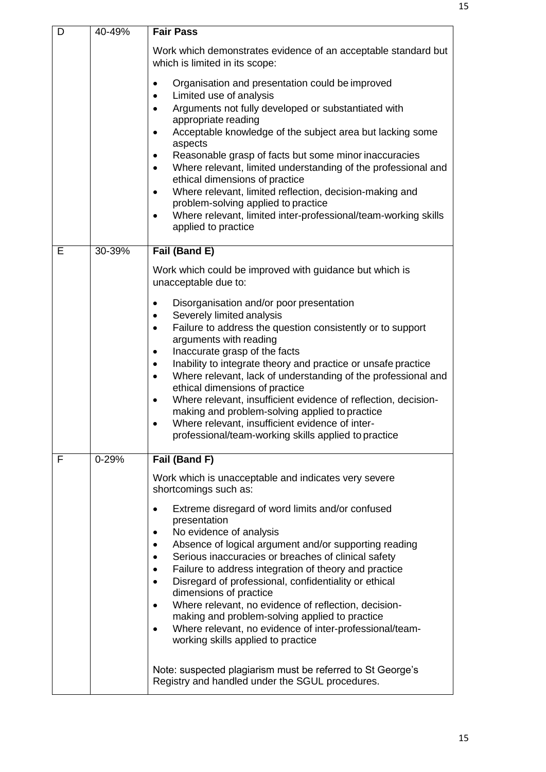| | | |
|---|---|---|
| D | 40-49% | **Fair Pass**<br><br>Work which demonstrates evidence of an acceptable standard but which is limited in its scope:<br><br>• Organisation and presentation could be improved<br>• Limited use of analysis<br>• Arguments not fully developed or substantiated with appropriate reading<br>• Acceptable knowledge of the subject area but lacking some aspects<br>• Reasonable grasp of facts but some minor inaccuracies<br>• Where relevant, limited understanding of the professional and ethical dimensions of practice<br>• Where relevant, limited reflection, decision-making and problem-solving applied to practice<br>• Where relevant, limited inter-professional/team-working skills applied to practice |
| E | 30-39% | **Fail (Band E)**<br><br>Work which could be improved with guidance but which is unacceptable due to:<br><br>• Disorganisation and/or poor presentation<br>• Severely limited analysis<br>• Failure to address the question consistently or to support arguments with reading<br>• Inaccurate grasp of the facts<br>• Inability to integrate theory and practice or unsafe practice<br>• Where relevant, lack of understanding of the professional and ethical dimensions of practice<br>• Where relevant, insufficient evidence of reflection, decision-making and problem-solving applied to practice<br>• Where relevant, insufficient evidence of inter-professional/team-working skills applied to practice |
| F | 0-29% | **Fail (Band F)**<br><br>Work which is unacceptable and indicates very severe shortcomings such as:<br><br>• Extreme disregard of word limits and/or confused presentation<br>• No evidence of analysis<br>• Absence of logical argument and/or supporting reading<br>• Serious inaccuracies or breaches of clinical safety<br>• Failure to address integration of theory and practice<br>• Disregard of professional, confidentiality or ethical dimensions of practice<br>• Where relevant, no evidence of reflection, decision-making and problem-solving applied to practice<br>• Where relevant, no evidence of inter-professional/team-working skills applied to practice<br><br>Note: suspected plagiarism must be referred to St George's Registry and handled under the SGUL procedures. |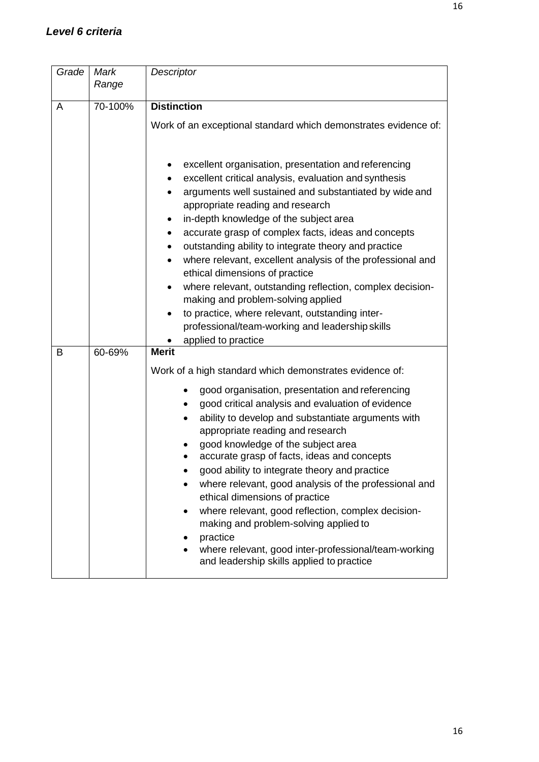### *Level 6 criteria*

| *Grade* | *Mark Range* | *Descriptor* |
|---|---|---|
| A | 70-100% | **Distinction**<br><br>Work of an exceptional standard which demonstrates evidence of:<br><br>• excellent organisation, presentation and referencing<br>• excellent critical analysis, evaluation and synthesis<br>• arguments well sustained and substantiated by wide and appropriate reading and research<br>• in-depth knowledge of the subject area<br>• accurate grasp of complex facts, ideas and concepts<br>• outstanding ability to integrate theory and practice<br>• where relevant, excellent analysis of the professional and ethical dimensions of practice<br>• where relevant, outstanding reflection, complex decision-making and problem-solving applied<br>• to practice, where relevant, outstanding inter-professional/team-working and leadership skills<br>• applied to practice |
| B | 60-69% | **Merit**<br><br>Work of a high standard which demonstrates evidence of:<br><br>• good organisation, presentation and referencing<br>• good critical analysis and evaluation of evidence<br>• ability to develop and substantiate arguments with appropriate reading and research<br>• good knowledge of the subject area<br>• accurate grasp of facts, ideas and concepts<br>• good ability to integrate theory and practice<br>• where relevant, good analysis of the professional and ethical dimensions of practice<br>• where relevant, good reflection, complex decision-making and problem-solving applied to<br>• practice<br>• where relevant, good inter-professional/team-working and leadership skills applied to practice |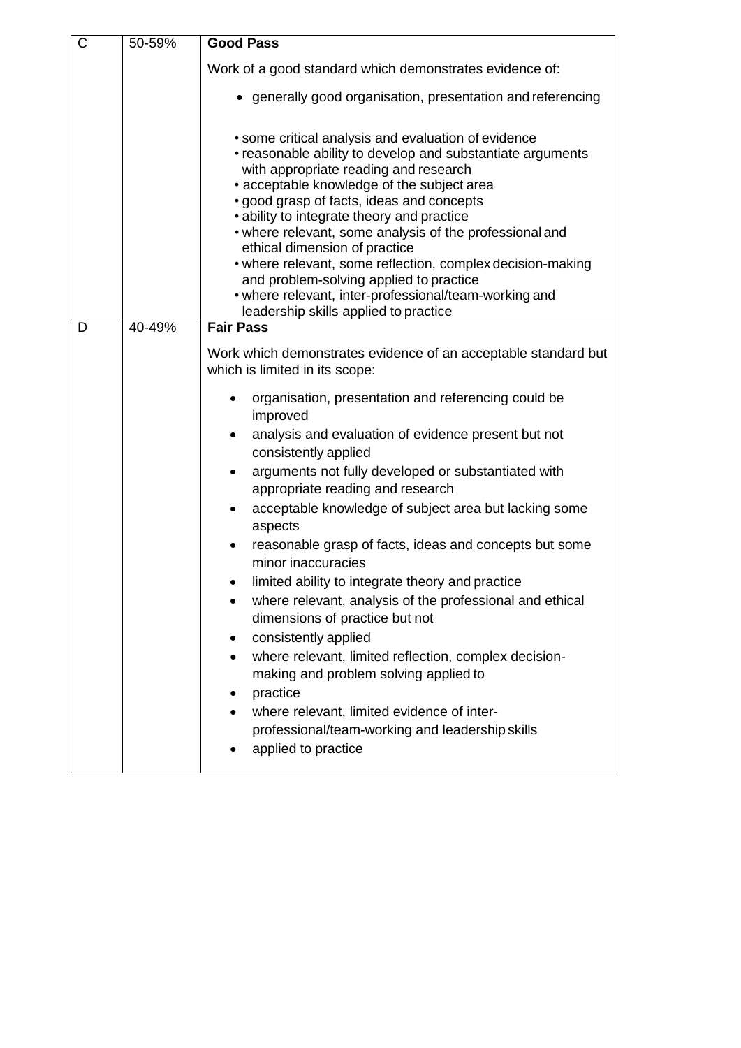| C | 50-59% | **Good Pass**<br><br>Work of a good standard which demonstrates evidence of:<br><br>• generally good organisation, presentation and referencing<br><br>• some critical analysis and evaluation of evidence<br>• reasonable ability to develop and substantiate arguments with appropriate reading and research<br>• acceptable knowledge of the subject area<br>• good grasp of facts, ideas and concepts<br>• ability to integrate theory and practice<br>• where relevant, some analysis of the professional and ethical dimension of practice<br>• where relevant, some reflection, complex decision-making and problem-solving applied to practice<br>• where relevant, inter-professional/team-working and leadership skills applied to practice |
|---|---|---|
| D | 40-49% | **Fair Pass**<br><br>Work which demonstrates evidence of an acceptable standard but which is limited in its scope:<br><br>• organisation, presentation and referencing could be improved<br>• analysis and evaluation of evidence present but not consistently applied<br>• arguments not fully developed or substantiated with appropriate reading and research<br>• acceptable knowledge of subject area but lacking some aspects<br>• reasonable grasp of facts, ideas and concepts but some minor inaccuracies<br>• limited ability to integrate theory and practice<br>• where relevant, analysis of the professional and ethical dimensions of practice but not<br>• consistently applied<br>• where relevant, limited reflection, complex decision-making and problem solving applied to<br>• practice<br>• where relevant, limited evidence of inter-professional/team-working and leadership skills<br>• applied to practice |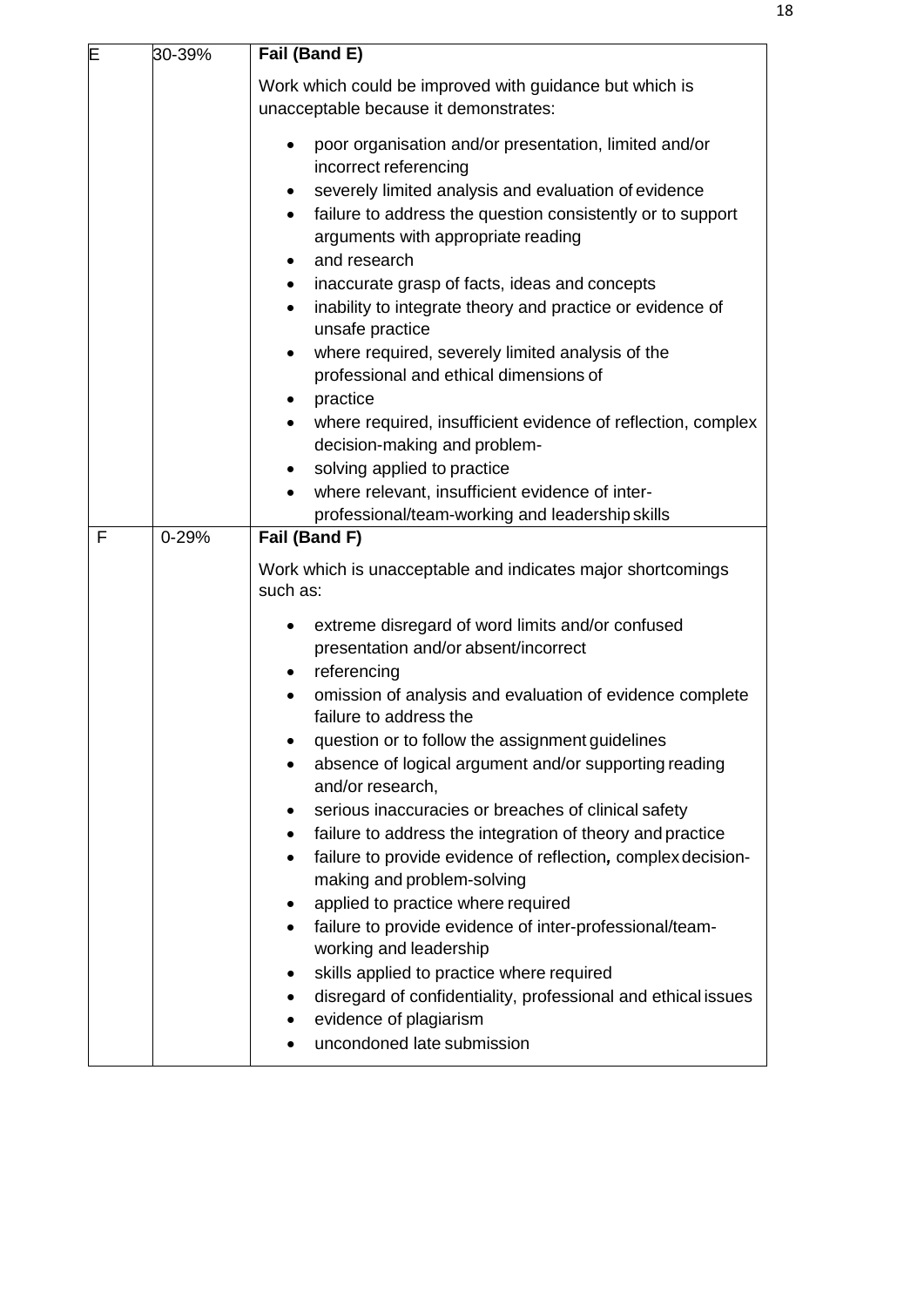| E | 30-39% | **Fail (Band E)**<br><br>Work which could be improved with guidance but which is unacceptable because it demonstrates:<br><br>• poor organisation and/or presentation, limited and/or incorrect referencing<br>• severely limited analysis and evaluation of evidence<br>• failure to address the question consistently or to support arguments with appropriate reading<br>• and research<br>• inaccurate grasp of facts, ideas and concepts<br>• inability to integrate theory and practice or evidence of unsafe practice<br>• where required, severely limited analysis of the professional and ethical dimensions of<br>• practice<br>• where required, insufficient evidence of reflection, complex decision-making and problem-<br>• solving applied to practice<br>• where relevant, insufficient evidence of inter-professional/team-working and leadership skills |
|---|---|---|
| F | 0-29% | **Fail (Band F)**<br><br>Work which is unacceptable and indicates major shortcomings such as:<br><br>• extreme disregard of word limits and/or confused presentation and/or absent/incorrect<br>• referencing<br>• omission of analysis and evaluation of evidence complete failure to address the<br>• question or to follow the assignment guidelines<br>• absence of logical argument and/or supporting reading and/or research,<br>• serious inaccuracies or breaches of clinical safety<br>• failure to address the integration of theory and practice<br>• failure to provide evidence of reflection**,** complex decision-making and problem-solving<br>• applied to practice where required<br>• failure to provide evidence of inter-professional/team-working and leadership<br>• skills applied to practice where required<br>• disregard of confidentiality, professional and ethical issues<br>• evidence of plagiarism<br>• uncondoned late submission |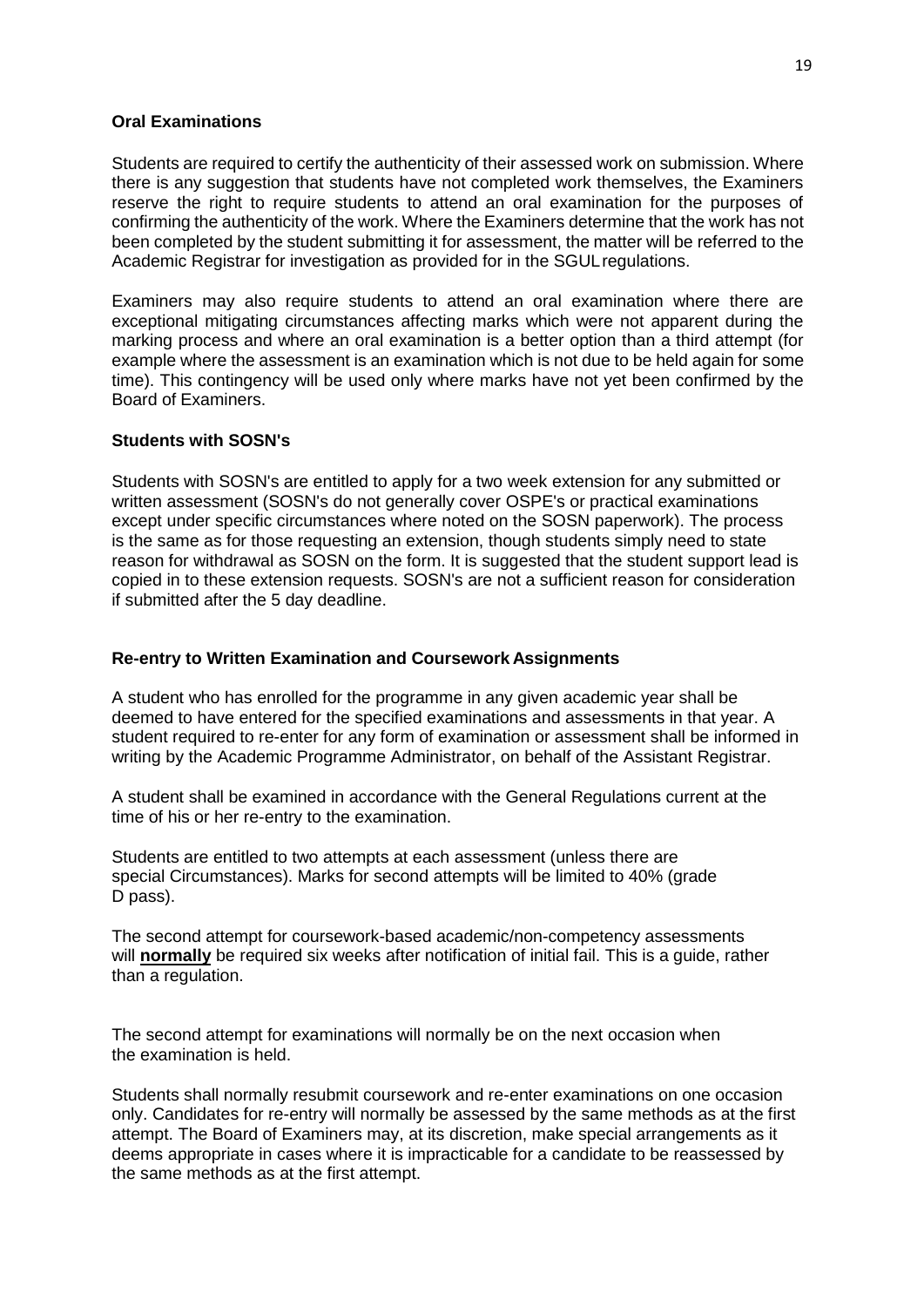**Oral Examinations**

Students are required to certify the authenticity of their assessed work on submission. Where there is any suggestion that students have not completed work themselves, the Examiners reserve the right to require students to attend an oral examination for the purposes of confirming the authenticity of the work. Where the Examiners determine that the work has not been completed by the student submitting it for assessment, the matter will be referred to the Academic Registrar for investigation as provided for in the SGUL regulations.

Examiners may also require students to attend an oral examination where there are exceptional mitigating circumstances affecting marks which were not apparent during the marking process and where an oral examination is a better option than a third attempt (for example where the assessment is an examination which is not due to be held again for some time). This contingency will be used only where marks have not yet been confirmed by the Board of Examiners.

**Students with SOSN's**

Students with SOSN's are entitled to apply for a two week extension for any submitted or written assessment (SOSN's do not generally cover OSPE's or practical examinations except under specific circumstances where noted on the SOSN paperwork). The process is the same as for those requesting an extension, though students simply need to state reason for withdrawal as SOSN on the form. It is suggested that the student support lead is copied in to these extension requests. SOSN's are not a sufficient reason for consideration if submitted after the 5 day deadline.

**Re-entry to Written Examination and Coursework Assignments**

A student who has enrolled for the programme in any given academic year shall be deemed to have entered for the specified examinations and assessments in that year. A student required to re-enter for any form of examination or assessment shall be informed in writing by the Academic Programme Administrator, on behalf of the Assistant Registrar.

A student shall be examined in accordance with the General Regulations current at the time of his or her re-entry to the examination.

Students are entitled to two attempts at each assessment (unless there are special Circumstances). Marks for second attempts will be limited to 40% (grade D pass).

The second attempt for coursework-based academic/non-competency assessments will **normally** be required six weeks after notification of initial fail. This is a guide, rather than a regulation.

The second attempt for examinations will normally be on the next occasion when the examination is held.

Students shall normally resubmit coursework and re-enter examinations on one occasion only. Candidates for re-entry will normally be assessed by the same methods as at the first attempt. The Board of Examiners may, at its discretion, make special arrangements as it deems appropriate in cases where it is impracticable for a candidate to be reassessed by the same methods as at the first attempt.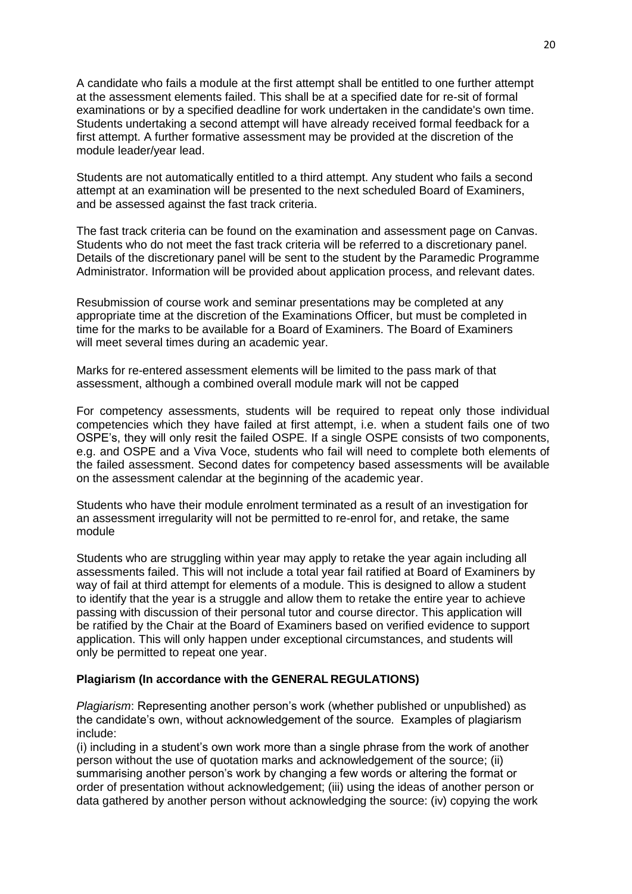A candidate who fails a module at the first attempt shall be entitled to one further attempt at the assessment elements failed. This shall be at a specified date for re-sit of formal examinations or by a specified deadline for work undertaken in the candidate's own time. Students undertaking a second attempt will have already received formal feedback for a first attempt. A further formative assessment may be provided at the discretion of the module leader/year lead.

Students are not automatically entitled to a third attempt. Any student who fails a second attempt at an examination will be presented to the next scheduled Board of Examiners, and be assessed against the fast track criteria.

The fast track criteria can be found on the examination and assessment page on Canvas. Students who do not meet the fast track criteria will be referred to a discretionary panel. Details of the discretionary panel will be sent to the student by the Paramedic Programme Administrator. Information will be provided about application process, and relevant dates.

Resubmission of course work and seminar presentations may be completed at any appropriate time at the discretion of the Examinations Officer, but must be completed in time for the marks to be available for a Board of Examiners. The Board of Examiners will meet several times during an academic year.

Marks for re-entered assessment elements will be limited to the pass mark of that assessment, although a combined overall module mark will not be capped

For competency assessments, students will be required to repeat only those individual competencies which they have failed at first attempt, i.e. when a student fails one of two OSPE's, they will only resit the failed OSPE. If a single OSPE consists of two components, e.g. and OSPE and a Viva Voce, students who fail will need to complete both elements of the failed assessment. Second dates for competency based assessments will be available on the assessment calendar at the beginning of the academic year.

Students who have their module enrolment terminated as a result of an investigation for an assessment irregularity will not be permitted to re-enrol for, and retake, the same module

Students who are struggling within year may apply to retake the year again including all assessments failed. This will not include a total year fail ratified at Board of Examiners by way of fail at third attempt for elements of a module. This is designed to allow a student to identify that the year is a struggle and allow them to retake the entire year to achieve passing with discussion of their personal tutor and course director. This application will be ratified by the Chair at the Board of Examiners based on verified evidence to support application. This will only happen under exceptional circumstances, and students will only be permitted to repeat one year.

**Plagiarism (In accordance with the GENERAL REGULATIONS)**

*Plagiarism*: Representing another person's work (whether published or unpublished) as the candidate's own, without acknowledgement of the source. Examples of plagiarism include:

(i) including in a student's own work more than a single phrase from the work of another person without the use of quotation marks and acknowledgement of the source; (ii) summarising another person's work by changing a few words or altering the format or order of presentation without acknowledgement; (iii) using the ideas of another person or data gathered by another person without acknowledging the source: (iv) copying the work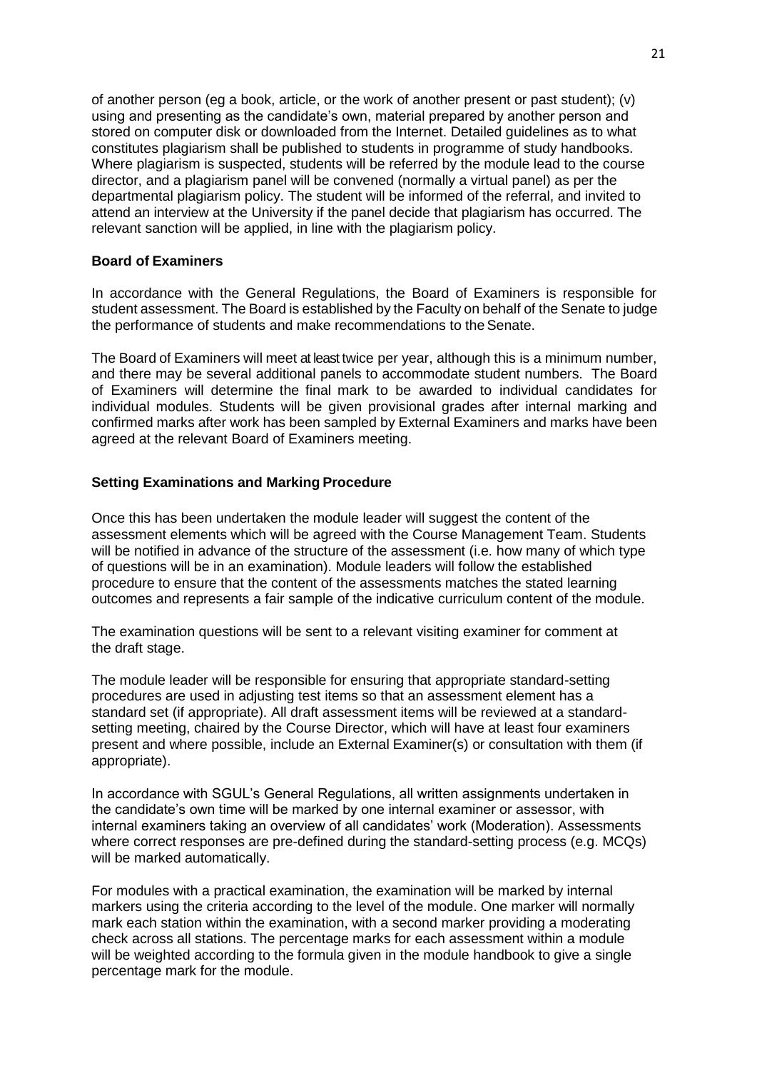of another person (eg a book, article, or the work of another present or past student); (v) using and presenting as the candidate's own, material prepared by another person and stored on computer disk or downloaded from the Internet. Detailed guidelines as to what constitutes plagiarism shall be published to students in programme of study handbooks. Where plagiarism is suspected, students will be referred by the module lead to the course director, and a plagiarism panel will be convened (normally a virtual panel) as per the departmental plagiarism policy. The student will be informed of the referral, and invited to attend an interview at the University if the panel decide that plagiarism has occurred. The relevant sanction will be applied, in line with the plagiarism policy.

**Board of Examiners**

In accordance with the General Regulations, the Board of Examiners is responsible for student assessment. The Board is established by the Faculty on behalf of the Senate to judge the performance of students and make recommendations to the Senate.

The Board of Examiners will meet at least twice per year, although this is a minimum number, and there may be several additional panels to accommodate student numbers. The Board of Examiners will determine the final mark to be awarded to individual candidates for individual modules. Students will be given provisional grades after internal marking and confirmed marks after work has been sampled by External Examiners and marks have been agreed at the relevant Board of Examiners meeting.

**Setting Examinations and Marking Procedure**

Once this has been undertaken the module leader will suggest the content of the assessment elements which will be agreed with the Course Management Team. Students will be notified in advance of the structure of the assessment (i.e. how many of which type of questions will be in an examination). Module leaders will follow the established procedure to ensure that the content of the assessments matches the stated learning outcomes and represents a fair sample of the indicative curriculum content of the module.

The examination questions will be sent to a relevant visiting examiner for comment at the draft stage.

The module leader will be responsible for ensuring that appropriate standard-setting procedures are used in adjusting test items so that an assessment element has a standard set (if appropriate). All draft assessment items will be reviewed at a standard-setting meeting, chaired by the Course Director, which will have at least four examiners present and where possible, include an External Examiner(s) or consultation with them (if appropriate).

In accordance with SGUL's General Regulations, all written assignments undertaken in the candidate's own time will be marked by one internal examiner or assessor, with internal examiners taking an overview of all candidates' work (Moderation). Assessments where correct responses are pre-defined during the standard-setting process (e.g. MCQs) will be marked automatically.

For modules with a practical examination, the examination will be marked by internal markers using the criteria according to the level of the module. One marker will normally mark each station within the examination, with a second marker providing a moderating check across all stations. The percentage marks for each assessment within a module will be weighted according to the formula given in the module handbook to give a single percentage mark for the module.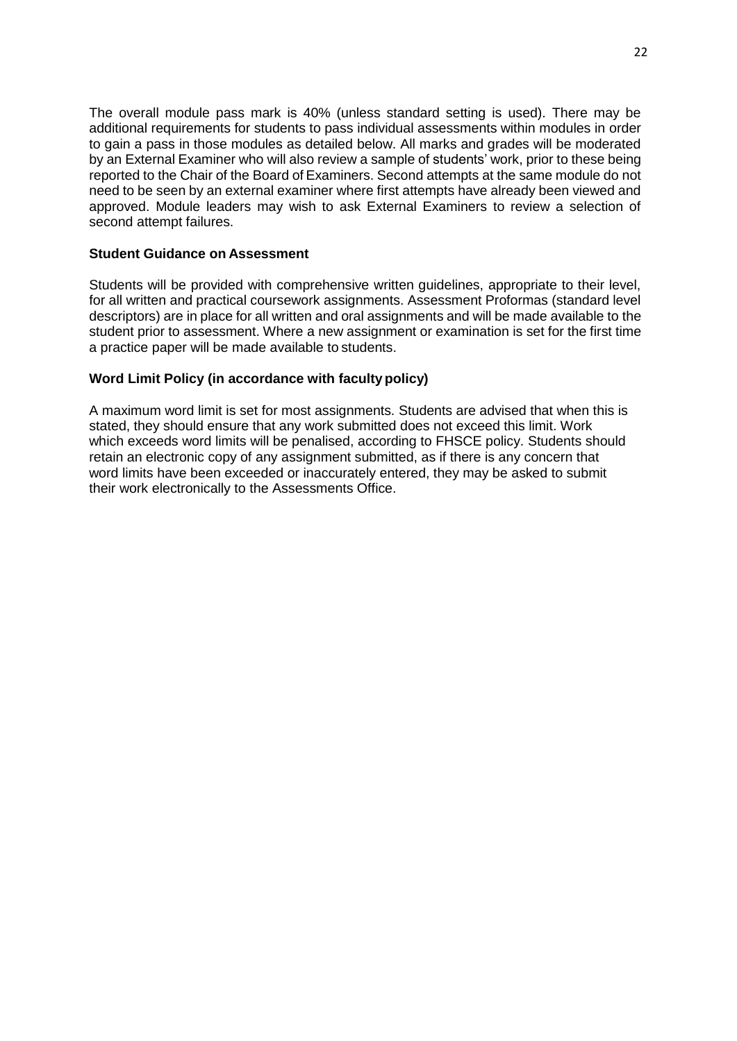The overall module pass mark is 40% (unless standard setting is used). There may be additional requirements for students to pass individual assessments within modules in order to gain a pass in those modules as detailed below. All marks and grades will be moderated by an External Examiner who will also review a sample of students' work, prior to these being reported to the Chair of the Board of Examiners. Second attempts at the same module do not need to be seen by an external examiner where first attempts have already been viewed and approved. Module leaders may wish to ask External Examiners to review a selection of second attempt failures.

**Student Guidance on Assessment**

Students will be provided with comprehensive written guidelines, appropriate to their level, for all written and practical coursework assignments. Assessment Proformas (standard level descriptors) are in place for all written and oral assignments and will be made available to the student prior to assessment. Where a new assignment or examination is set for the first time a practice paper will be made available to students.

**Word Limit Policy (in accordance with faculty policy)**

A maximum word limit is set for most assignments. Students are advised that when this is stated, they should ensure that any work submitted does not exceed this limit. Work which exceeds word limits will be penalised, according to FHSCE policy. Students should retain an electronic copy of any assignment submitted, as if there is any concern that word limits have been exceeded or inaccurately entered, they may be asked to submit their work electronically to the Assessments Office.